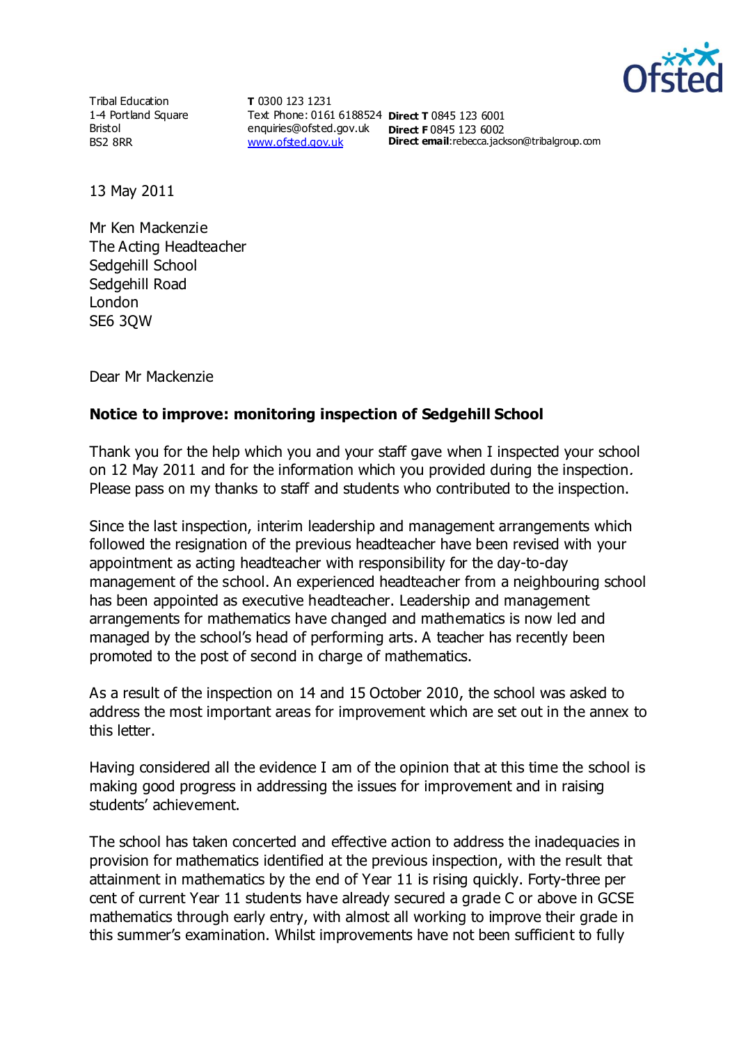Tribal Education
1-4 Portland Square
Bristol
BS2 8RR

**T** 0300 123 1231
Text Phone: 0161 6188524
enquiries@ofsted.gov.uk
www.ofsted.gov.uk

**Direct T** 0845 123 6001
**Direct F** 0845 123 6002
**Direct email**:rebecca.jackson@tribalgroup.com

13 May 2011

Mr Ken Mackenzie
The Acting Headteacher
Sedgehill School
Sedgehill Road
London
SE6 3QW

Dear Mr Mackenzie

**Notice to improve: monitoring inspection of Sedgehill School**

Thank you for the help which you and your staff gave when I inspected your school on 12 May 2011 and for the information which you provided during the inspection. Please pass on my thanks to staff and students who contributed to the inspection.

Since the last inspection, interim leadership and management arrangements which followed the resignation of the previous headteacher have been revised with your appointment as acting headteacher with responsibility for the day-to-day management of the school. An experienced headteacher from a neighbouring school has been appointed as executive headteacher. Leadership and management arrangements for mathematics have changed and mathematics is now led and managed by the school's head of performing arts. A teacher has recently been promoted to the post of second in charge of mathematics.

As a result of the inspection on 14 and 15 October 2010, the school was asked to address the most important areas for improvement which are set out in the annex to this letter.

Having considered all the evidence I am of the opinion that at this time the school is making good progress in addressing the issues for improvement and in raising students' achievement.

The school has taken concerted and effective action to address the inadequacies in provision for mathematics identified at the previous inspection, with the result that attainment in mathematics by the end of Year 11 is rising quickly. Forty-three per cent of current Year 11 students have already secured a grade C or above in GCSE mathematics through early entry, with almost all working to improve their grade in this summer's examination. Whilst improvements have not been sufficient to fully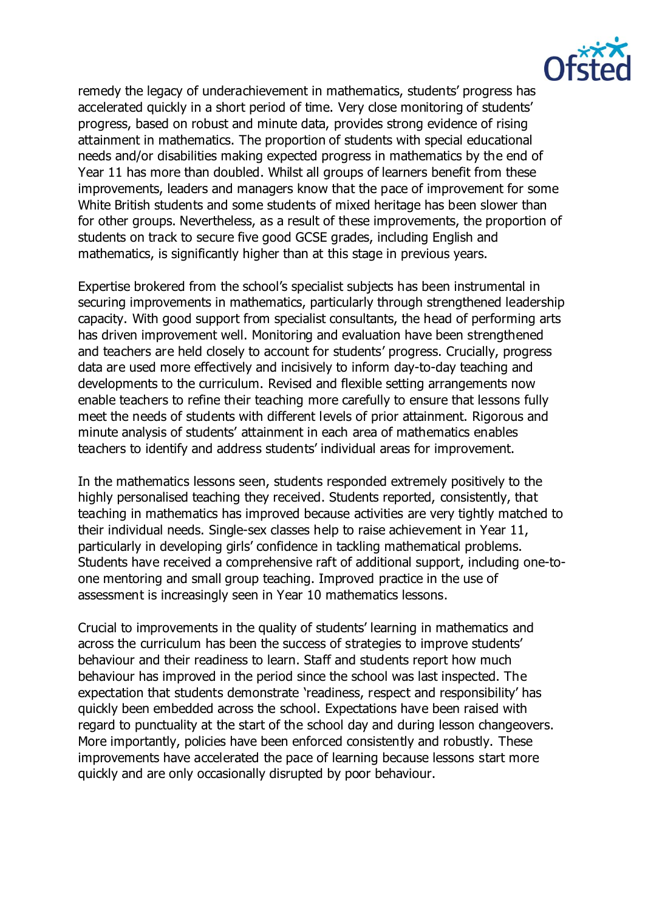remedy the legacy of underachievement in mathematics, students' progress has accelerated quickly in a short period of time. Very close monitoring of students' progress, based on robust and minute data, provides strong evidence of rising attainment in mathematics. The proportion of students with special educational needs and/or disabilities making expected progress in mathematics by the end of Year 11 has more than doubled. Whilst all groups of learners benefit from these improvements, leaders and managers know that the pace of improvement for some White British students and some students of mixed heritage has been slower than for other groups. Nevertheless, as a result of these improvements, the proportion of students on track to secure five good GCSE grades, including English and mathematics, is significantly higher than at this stage in previous years.

Expertise brokered from the school's specialist subjects has been instrumental in securing improvements in mathematics, particularly through strengthened leadership capacity. With good support from specialist consultants, the head of performing arts has driven improvement well. Monitoring and evaluation have been strengthened and teachers are held closely to account for students' progress. Crucially, progress data are used more effectively and incisively to inform day-to-day teaching and developments to the curriculum. Revised and flexible setting arrangements now enable teachers to refine their teaching more carefully to ensure that lessons fully meet the needs of students with different levels of prior attainment. Rigorous and minute analysis of students' attainment in each area of mathematics enables teachers to identify and address students' individual areas for improvement.

In the mathematics lessons seen, students responded extremely positively to the highly personalised teaching they received. Students reported, consistently, that teaching in mathematics has improved because activities are very tightly matched to their individual needs. Single-sex classes help to raise achievement in Year 11, particularly in developing girls' confidence in tackling mathematical problems. Students have received a comprehensive raft of additional support, including one-to-one mentoring and small group teaching. Improved practice in the use of assessment is increasingly seen in Year 10 mathematics lessons.

Crucial to improvements in the quality of students' learning in mathematics and across the curriculum has been the success of strategies to improve students' behaviour and their readiness to learn. Staff and students report how much behaviour has improved in the period since the school was last inspected. The expectation that students demonstrate 'readiness, respect and responsibility' has quickly been embedded across the school. Expectations have been raised with regard to punctuality at the start of the school day and during lesson changeovers. More importantly, policies have been enforced consistently and robustly. These improvements have accelerated the pace of learning because lessons start more quickly and are only occasionally disrupted by poor behaviour.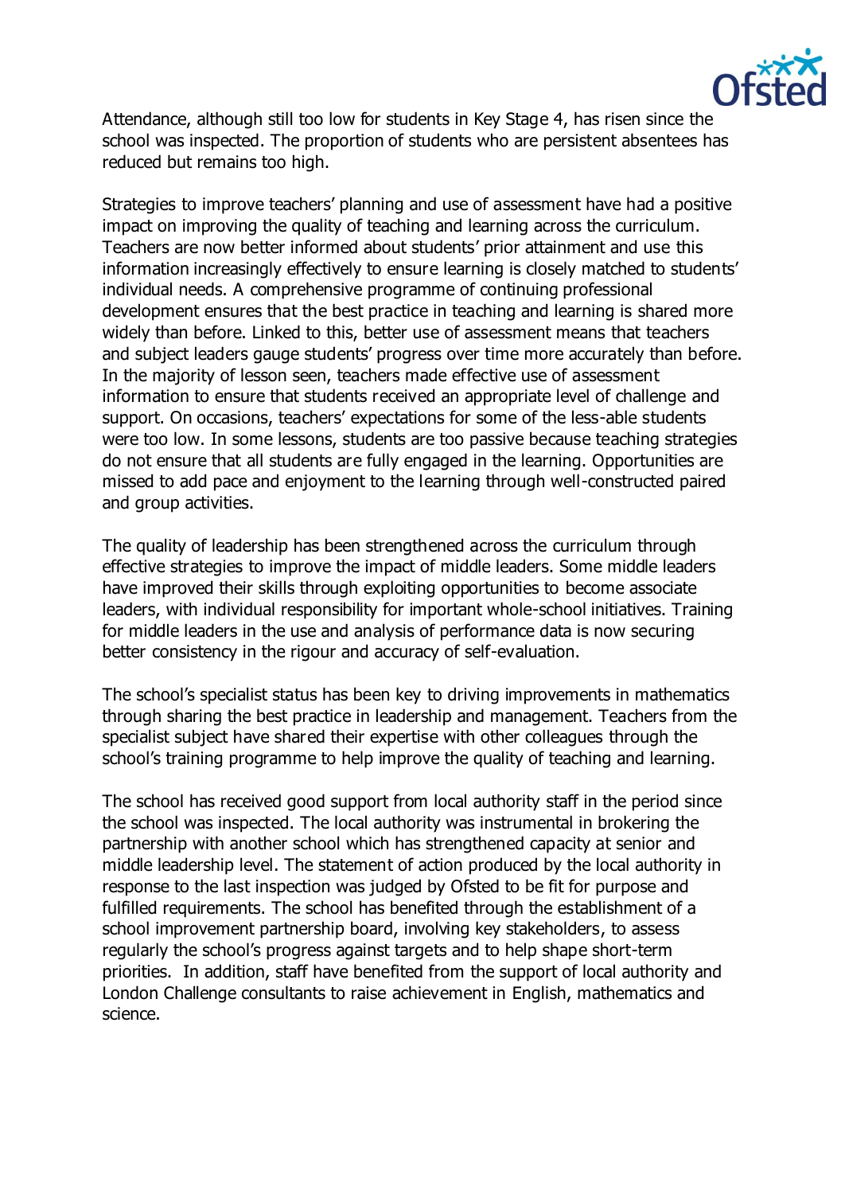Attendance, although still too low for students in Key Stage 4, has risen since the school was inspected. The proportion of students who are persistent absentees has reduced but remains too high.

Strategies to improve teachers' planning and use of assessment have had a positive impact on improving the quality of teaching and learning across the curriculum. Teachers are now better informed about students' prior attainment and use this information increasingly effectively to ensure learning is closely matched to students' individual needs. A comprehensive programme of continuing professional development ensures that the best practice in teaching and learning is shared more widely than before. Linked to this, better use of assessment means that teachers and subject leaders gauge students' progress over time more accurately than before. In the majority of lesson seen, teachers made effective use of assessment information to ensure that students received an appropriate level of challenge and support. On occasions, teachers' expectations for some of the less-able students were too low. In some lessons, students are too passive because teaching strategies do not ensure that all students are fully engaged in the learning. Opportunities are missed to add pace and enjoyment to the learning through well-constructed paired and group activities.

The quality of leadership has been strengthened across the curriculum through effective strategies to improve the impact of middle leaders. Some middle leaders have improved their skills through exploiting opportunities to become associate leaders, with individual responsibility for important whole-school initiatives. Training for middle leaders in the use and analysis of performance data is now securing better consistency in the rigour and accuracy of self-evaluation.

The school's specialist status has been key to driving improvements in mathematics through sharing the best practice in leadership and management. Teachers from the specialist subject have shared their expertise with other colleagues through the school's training programme to help improve the quality of teaching and learning.

The school has received good support from local authority staff in the period since the school was inspected. The local authority was instrumental in brokering the partnership with another school which has strengthened capacity at senior and middle leadership level. The statement of action produced by the local authority in response to the last inspection was judged by Ofsted to be fit for purpose and fulfilled requirements. The school has benefited through the establishment of a school improvement partnership board, involving key stakeholders, to assess regularly the school's progress against targets and to help shape short-term priorities. In addition, staff have benefited from the support of local authority and London Challenge consultants to raise achievement in English, mathematics and science.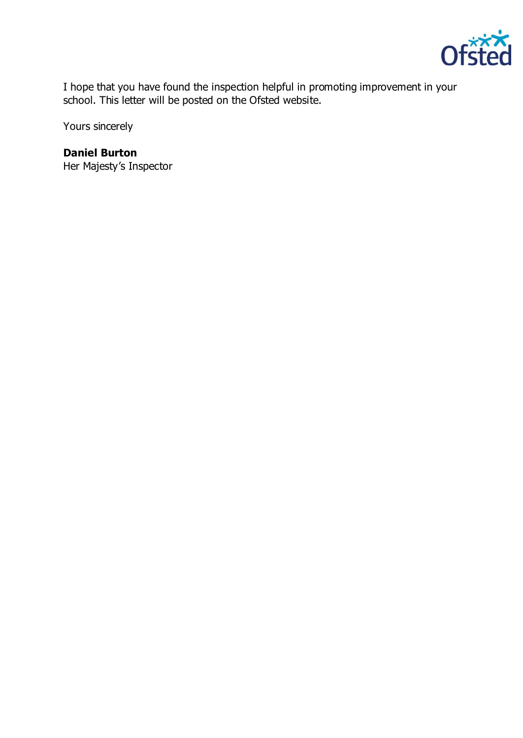I hope that you have found the inspection helpful in promoting improvement in your school. This letter will be posted on the Ofsted website.

Yours sincerely

**Daniel Burton**
Her Majesty's Inspector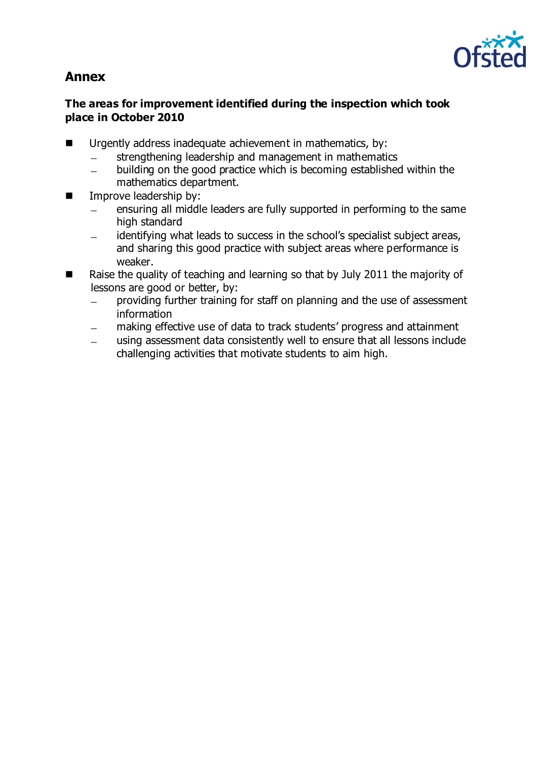## Annex

**The areas for improvement identified during the inspection which took place in October 2010**

- Urgently address inadequate achievement in mathematics, by:
  - strengthening leadership and management in mathematics
  - building on the good practice which is becoming established within the mathematics department.
- Improve leadership by:
  - ensuring all middle leaders are fully supported in performing to the same high standard
  - identifying what leads to success in the school's specialist subject areas, and sharing this good practice with subject areas where performance is weaker.
- Raise the quality of teaching and learning so that by July 2011 the majority of lessons are good or better, by:
  - providing further training for staff on planning and the use of assessment information
  - making effective use of data to track students' progress and attainment
  - using assessment data consistently well to ensure that all lessons include challenging activities that motivate students to aim high.